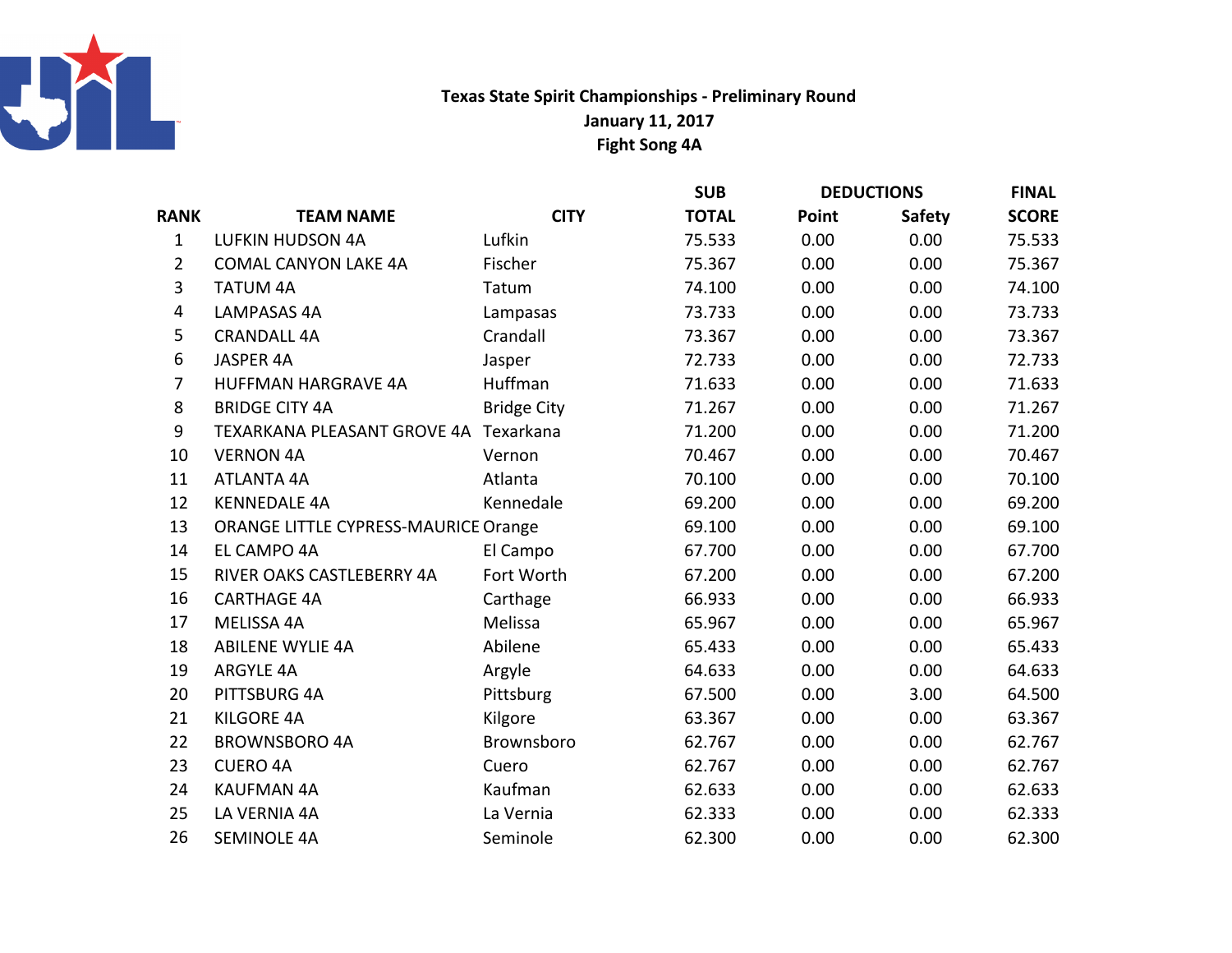# Texas State Spirit Championships - Preliminary Round

**January 11, 2017**

**Fight Song 4A**

| RANK | TEAM NAME | CITY | SUB TOTAL | DEDUCTIONS Point | DEDUCTIONS Safety | FINAL SCORE |
|---|---|---|---|---|---|---|
| 1 | LUFKIN HUDSON 4A | Lufkin | 75.533 | 0.00 | 0.00 | 75.533 |
| 2 | COMAL CANYON LAKE 4A | Fischer | 75.367 | 0.00 | 0.00 | 75.367 |
| 3 | TATUM 4A | Tatum | 74.100 | 0.00 | 0.00 | 74.100 |
| 4 | LAMPASAS 4A | Lampasas | 73.733 | 0.00 | 0.00 | 73.733 |
| 5 | CRANDALL 4A | Crandall | 73.367 | 0.00 | 0.00 | 73.367 |
| 6 | JASPER 4A | Jasper | 72.733 | 0.00 | 0.00 | 72.733 |
| 7 | HUFFMAN HARGRAVE 4A | Huffman | 71.633 | 0.00 | 0.00 | 71.633 |
| 8 | BRIDGE CITY 4A | Bridge City | 71.267 | 0.00 | 0.00 | 71.267 |
| 9 | TEXARKANA PLEASANT GROVE 4A | Texarkana | 71.200 | 0.00 | 0.00 | 71.200 |
| 10 | VERNON 4A | Vernon | 70.467 | 0.00 | 0.00 | 70.467 |
| 11 | ATLANTA 4A | Atlanta | 70.100 | 0.00 | 0.00 | 70.100 |
| 12 | KENNEDALE 4A | Kennedale | 69.200 | 0.00 | 0.00 | 69.200 |
| 13 | ORANGE LITTLE CYPRESS-MAURICE | Orange | 69.100 | 0.00 | 0.00 | 69.100 |
| 14 | EL CAMPO 4A | El Campo | 67.700 | 0.00 | 0.00 | 67.700 |
| 15 | RIVER OAKS CASTLEBERRY 4A | Fort Worth | 67.200 | 0.00 | 0.00 | 67.200 |
| 16 | CARTHAGE 4A | Carthage | 66.933 | 0.00 | 0.00 | 66.933 |
| 17 | MELISSA 4A | Melissa | 65.967 | 0.00 | 0.00 | 65.967 |
| 18 | ABILENE WYLIE 4A | Abilene | 65.433 | 0.00 | 0.00 | 65.433 |
| 19 | ARGYLE 4A | Argyle | 64.633 | 0.00 | 0.00 | 64.633 |
| 20 | PITTSBURG 4A | Pittsburg | 67.500 | 0.00 | 3.00 | 64.500 |
| 21 | KILGORE 4A | Kilgore | 63.367 | 0.00 | 0.00 | 63.367 |
| 22 | BROWNSBORO 4A | Brownsboro | 62.767 | 0.00 | 0.00 | 62.767 |
| 23 | CUERO 4A | Cuero | 62.767 | 0.00 | 0.00 | 62.767 |
| 24 | KAUFMAN 4A | Kaufman | 62.633 | 0.00 | 0.00 | 62.633 |
| 25 | LA VERNIA 4A | La Vernia | 62.333 | 0.00 | 0.00 | 62.333 |
| 26 | SEMINOLE 4A | Seminole | 62.300 | 0.00 | 0.00 | 62.300 |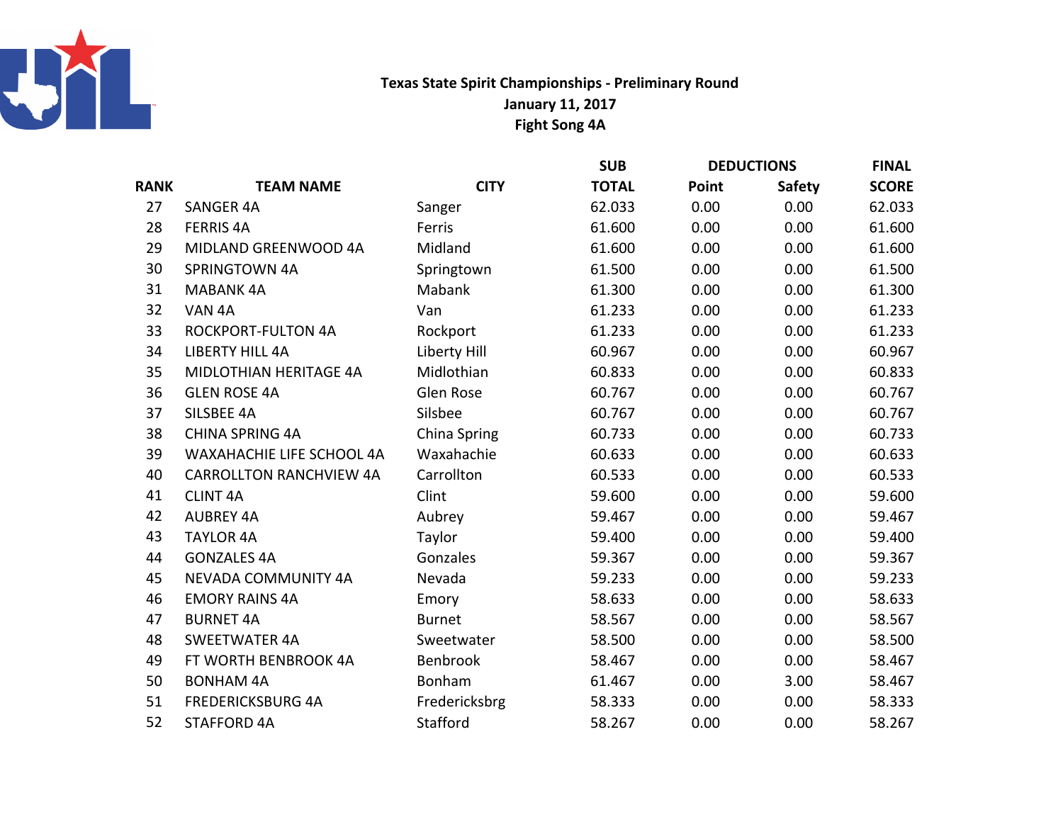# Texas State Spirit Championships - Preliminary Round

**January 11, 2017**

**Fight Song 4A**

| RANK | TEAM NAME | CITY | SUB TOTAL | DEDUCTIONS Point | DEDUCTIONS Safety | FINAL SCORE |
|---|---|---|---|---|---|---|
| 27 | SANGER 4A | Sanger | 62.033 | 0.00 | 0.00 | 62.033 |
| 28 | FERRIS 4A | Ferris | 61.600 | 0.00 | 0.00 | 61.600 |
| 29 | MIDLAND GREENWOOD 4A | Midland | 61.600 | 0.00 | 0.00 | 61.600 |
| 30 | SPRINGTOWN 4A | Springtown | 61.500 | 0.00 | 0.00 | 61.500 |
| 31 | MABANK 4A | Mabank | 61.300 | 0.00 | 0.00 | 61.300 |
| 32 | VAN 4A | Van | 61.233 | 0.00 | 0.00 | 61.233 |
| 33 | ROCKPORT-FULTON 4A | Rockport | 61.233 | 0.00 | 0.00 | 61.233 |
| 34 | LIBERTY HILL 4A | Liberty Hill | 60.967 | 0.00 | 0.00 | 60.967 |
| 35 | MIDLOTHIAN HERITAGE 4A | Midlothian | 60.833 | 0.00 | 0.00 | 60.833 |
| 36 | GLEN ROSE 4A | Glen Rose | 60.767 | 0.00 | 0.00 | 60.767 |
| 37 | SILSBEE 4A | Silsbee | 60.767 | 0.00 | 0.00 | 60.767 |
| 38 | CHINA SPRING 4A | China Spring | 60.733 | 0.00 | 0.00 | 60.733 |
| 39 | WAXAHACHIE LIFE SCHOOL 4A | Waxahachie | 60.633 | 0.00 | 0.00 | 60.633 |
| 40 | CARROLLTON RANCHVIEW 4A | Carrollton | 60.533 | 0.00 | 0.00 | 60.533 |
| 41 | CLINT 4A | Clint | 59.600 | 0.00 | 0.00 | 59.600 |
| 42 | AUBREY 4A | Aubrey | 59.467 | 0.00 | 0.00 | 59.467 |
| 43 | TAYLOR 4A | Taylor | 59.400 | 0.00 | 0.00 | 59.400 |
| 44 | GONZALES 4A | Gonzales | 59.367 | 0.00 | 0.00 | 59.367 |
| 45 | NEVADA COMMUNITY 4A | Nevada | 59.233 | 0.00 | 0.00 | 59.233 |
| 46 | EMORY RAINS 4A | Emory | 58.633 | 0.00 | 0.00 | 58.633 |
| 47 | BURNET 4A | Burnet | 58.567 | 0.00 | 0.00 | 58.567 |
| 48 | SWEETWATER 4A | Sweetwater | 58.500 | 0.00 | 0.00 | 58.500 |
| 49 | FT WORTH BENBROOK 4A | Benbrook | 58.467 | 0.00 | 0.00 | 58.467 |
| 50 | BONHAM 4A | Bonham | 61.467 | 0.00 | 3.00 | 58.467 |
| 51 | FREDERICKSBURG 4A | Fredericksbrg | 58.333 | 0.00 | 0.00 | 58.333 |
| 52 | STAFFORD 4A | Stafford | 58.267 | 0.00 | 0.00 | 58.267 |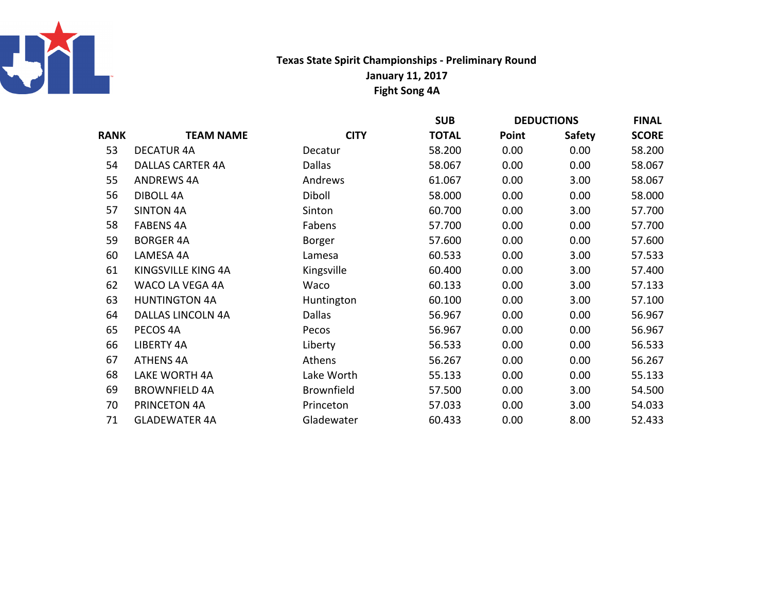**Texas State Spirit Championships - Preliminary Round**
**January 11, 2017**
**Fight Song 4A**

| RANK | TEAM NAME | CITY | SUB TOTAL | DEDUCTIONS Point | DEDUCTIONS Safety | FINAL SCORE |
|---|---|---|---|---|---|---|
| 53 | DECATUR 4A | Decatur | 58.200 | 0.00 | 0.00 | 58.200 |
| 54 | DALLAS CARTER 4A | Dallas | 58.067 | 0.00 | 0.00 | 58.067 |
| 55 | ANDREWS 4A | Andrews | 61.067 | 0.00 | 3.00 | 58.067 |
| 56 | DIBOLL 4A | Diboll | 58.000 | 0.00 | 0.00 | 58.000 |
| 57 | SINTON 4A | Sinton | 60.700 | 0.00 | 3.00 | 57.700 |
| 58 | FABENS 4A | Fabens | 57.700 | 0.00 | 0.00 | 57.700 |
| 59 | BORGER 4A | Borger | 57.600 | 0.00 | 0.00 | 57.600 |
| 60 | LAMESA 4A | Lamesa | 60.533 | 0.00 | 3.00 | 57.533 |
| 61 | KINGSVILLE KING 4A | Kingsville | 60.400 | 0.00 | 3.00 | 57.400 |
| 62 | WACO LA VEGA 4A | Waco | 60.133 | 0.00 | 3.00 | 57.133 |
| 63 | HUNTINGTON 4A | Huntington | 60.100 | 0.00 | 3.00 | 57.100 |
| 64 | DALLAS LINCOLN 4A | Dallas | 56.967 | 0.00 | 0.00 | 56.967 |
| 65 | PECOS 4A | Pecos | 56.967 | 0.00 | 0.00 | 56.967 |
| 66 | LIBERTY 4A | Liberty | 56.533 | 0.00 | 0.00 | 56.533 |
| 67 | ATHENS 4A | Athens | 56.267 | 0.00 | 0.00 | 56.267 |
| 68 | LAKE WORTH 4A | Lake Worth | 55.133 | 0.00 | 0.00 | 55.133 |
| 69 | BROWNFIELD 4A | Brownfield | 57.500 | 0.00 | 3.00 | 54.500 |
| 70 | PRINCETON 4A | Princeton | 57.033 | 0.00 | 3.00 | 54.033 |
| 71 | GLADEWATER 4A | Gladewater | 60.433 | 0.00 | 8.00 | 52.433 |